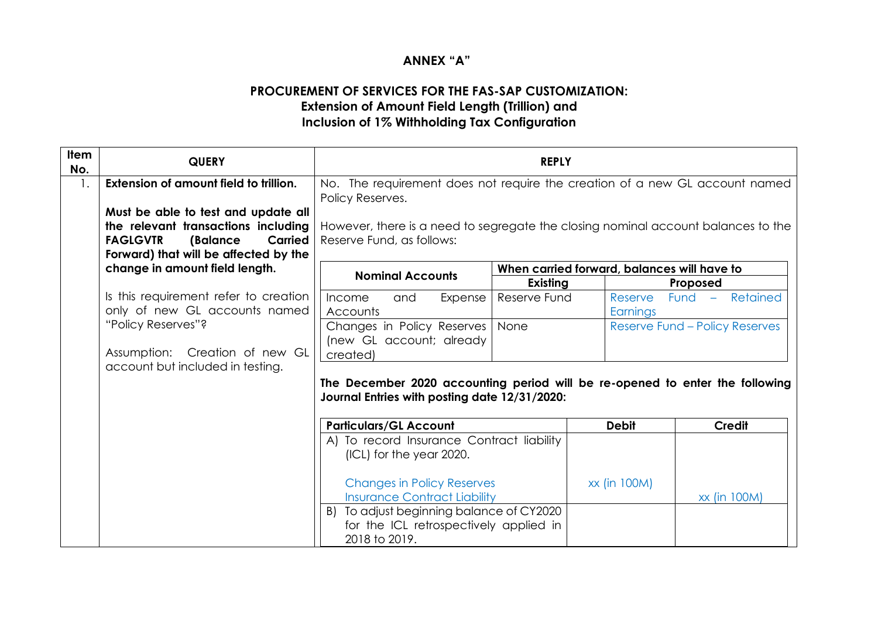# ANNEX "A"

## PROCUREMENT OF SERVICES FOR THE FAS-SAP CUSTOMIZATION:
## Extension of Amount Field Length (Trillion) and
## Inclusion of 1% Withholding Tax Configuration

| Item No. | QUERY | REPLY |
|---|---|---|
| 1. | **Extension of amount field to trillion.**<br><br>**Must be able to test and update all the relevant transactions including FAGLGVTR (Balance Carried Forward) that will be affected by the change in amount field length.**<br><br>Is this requirement refer to creation only of new GL accounts named "Policy Reserves"?<br><br>Assumption: Creation of new GL account but included in testing. | No. The requirement does not require the creation of a new GL account named Policy Reserves.<br><br>However, there is a need to segregate the closing nominal account balances to the Reserve Fund, as follows: |

| Nominal Accounts | When carried forward, balances will have to | |
|---|---|---|
| | **Existing** | **Proposed** |
| Income and Expense Accounts | Reserve Fund | Reserve Fund – Retained Earnings |
| Changes in Policy Reserves (new GL account; already created) | None | Reserve Fund – Policy Reserves |

**The December 2020 accounting period will be re-opened to enter the following Journal Entries with posting date 12/31/2020:**

| Particulars/GL Account | Debit | Credit |
|---|---|---|
| A) To record Insurance Contract liability (ICL) for the year 2020.<br><br>Changes in Policy Reserves<br>Insurance Contract Liability | <br><br>xx (in 100M) | <br><br><br>xx (in 100M) |
| B) To adjust beginning balance of CY2020 for the ICL retrospectively applied in 2018 to 2019. | | |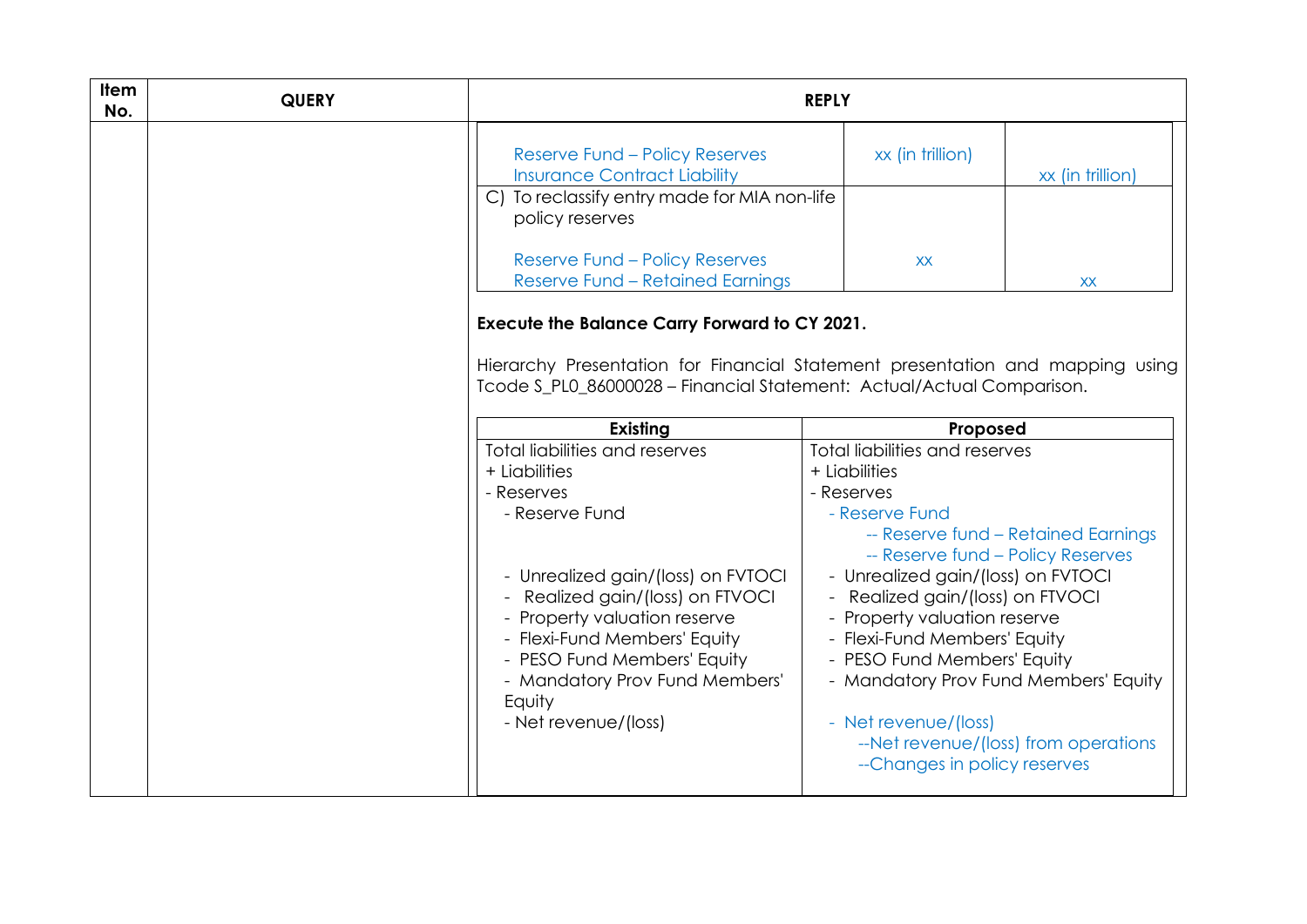| Item No. | QUERY | REPLY |
|---|---|---|
| | | |

| | | |
|---|---|---|
| Reserve Fund – Policy Reserves<br>Insurance Contract Liability | xx (in trillion) | xx (in trillion) |
| C) To reclassify entry made for MIA non-life policy reserves<br><br>Reserve Fund – Policy Reserves<br>Reserve Fund – Retained Earnings | xx | xx |

**Execute the Balance Carry Forward to CY 2021.**

Hierarchy Presentation for Financial Statement presentation and mapping using Tcode S_PL0_86000028 – Financial Statement: Actual/Actual Comparison.

| Existing | Proposed |
|---|---|
| Total liabilities and reserves<br>+ Liabilities<br>- Reserves<br>- Reserve Fund<br><br><br>- Unrealized gain/(loss) on FVTOCI<br>- Realized gain/(loss) on FTVOCI<br>- Property valuation reserve<br>- Flexi-Fund Members' Equity<br>- PESO Fund Members' Equity<br>- Mandatory Prov Fund Members' Equity<br>- Net revenue/(loss) | Total liabilities and reserves<br>+ Liabilities<br>- Reserves<br>- Reserve Fund<br>-- Reserve fund – Retained Earnings<br>-- Reserve fund – Policy Reserves<br>- Unrealized gain/(loss) on FVTOCI<br>- Realized gain/(loss) on FTVOCI<br>- Property valuation reserve<br>- Flexi-Fund Members' Equity<br>- PESO Fund Members' Equity<br>- Mandatory Prov Fund Members' Equity<br><br>- Net revenue/(loss)<br>--Net revenue/(loss) from operations<br>--Changes in policy reserves |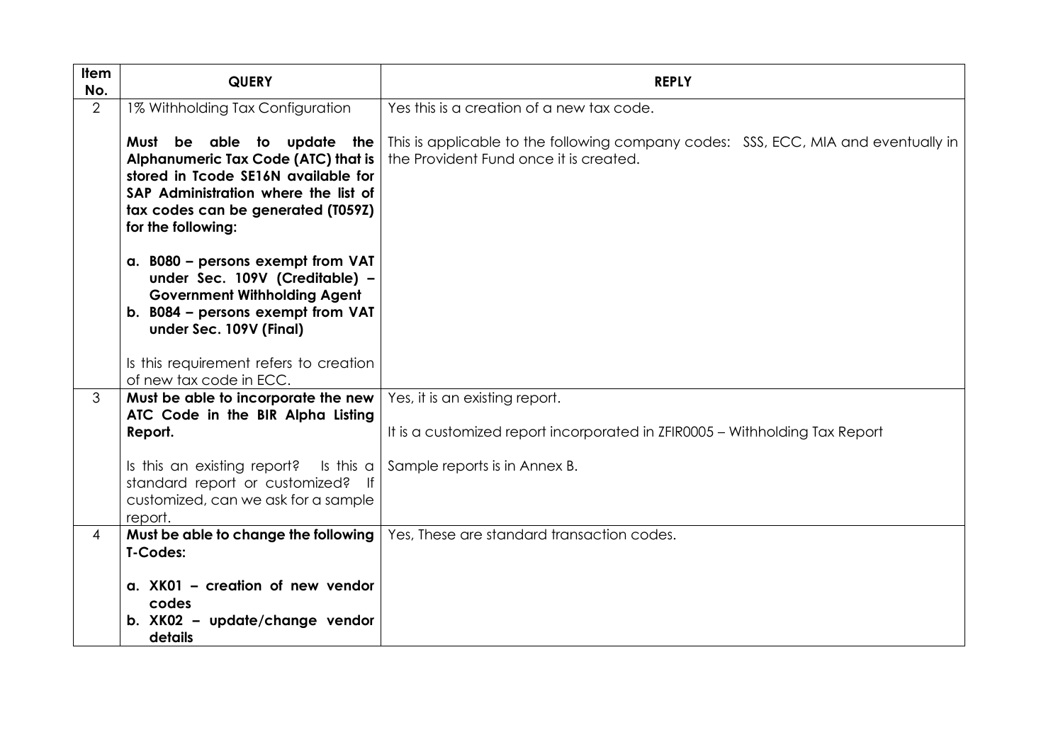| Item No. | QUERY | REPLY |
|---|---|---|
| 2 | 1% Withholding Tax Configuration<br><br>**Must be able to update the Alphanumeric Tax Code (ATC) that is stored in Tcode SE16N available for SAP Administration where the list of tax codes can be generated (T059Z) for the following:**<br><br>**a. B080 – persons exempt from VAT under Sec. 109V (Creditable) – Government Withholding Agent**<br>**b. B084 – persons exempt from VAT under Sec. 109V (Final)**<br><br>Is this requirement refers to creation of new tax code in ECC. | Yes this is a creation of a new tax code.<br><br>This is applicable to the following company codes: SSS, ECC, MIA and eventually in the Provident Fund once it is created. |
| 3 | **Must be able to incorporate the new ATC Code in the BIR Alpha Listing Report.**<br><br>Is this an existing report? Is this a standard report or customized? If customized, can we ask for a sample report. | Yes, it is an existing report.<br><br>It is a customized report incorporated in ZFIR0005 – Withholding Tax Report<br><br>Sample reports is in Annex B. |
| 4 | **Must be able to change the following T-Codes:**<br><br>**a. XK01 – creation of new vendor codes**<br>**b. XK02 – update/change vendor details** | Yes, These are standard transaction codes. |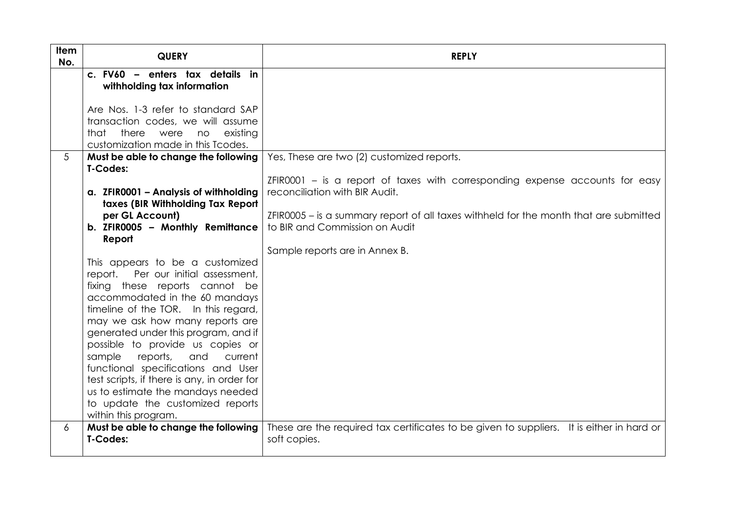| Item No. | QUERY | REPLY |
|---|---|---|
| | **c. FV60 – enters tax details in withholding tax information**<br><br>Are Nos. 1-3 refer to standard SAP transaction codes, we will assume that there were no existing customization made in this Tcodes. | |
| 5 | **Must be able to change the following T-Codes:**<br><br>**a. ZFIR0001 – Analysis of withholding taxes (BIR Withholding Tax Report per GL Account)**<br>**b. ZFIR0005 – Monthly Remittance Report**<br><br>This appears to be a customized report. Per our initial assessment, fixing these reports cannot be accommodated in the 60 mandays timeline of the TOR. In this regard, may we ask how many reports are generated under this program, and if possible to provide us copies or sample reports, and current functional specifications and User test scripts, if there is any, in order for us to estimate the mandays needed to update the customized reports within this program. | Yes, These are two (2) customized reports.<br><br>ZFIR0001 – is a report of taxes with corresponding expense accounts for easy reconciliation with BIR Audit.<br><br>ZFIR0005 – is a summary report of all taxes withheld for the month that are submitted to BIR and Commission on Audit<br><br>Sample reports are in Annex B. |
| 6 | **Must be able to change the following T-Codes:** | These are the required tax certificates to be given to suppliers. It is either in hard or soft copies. |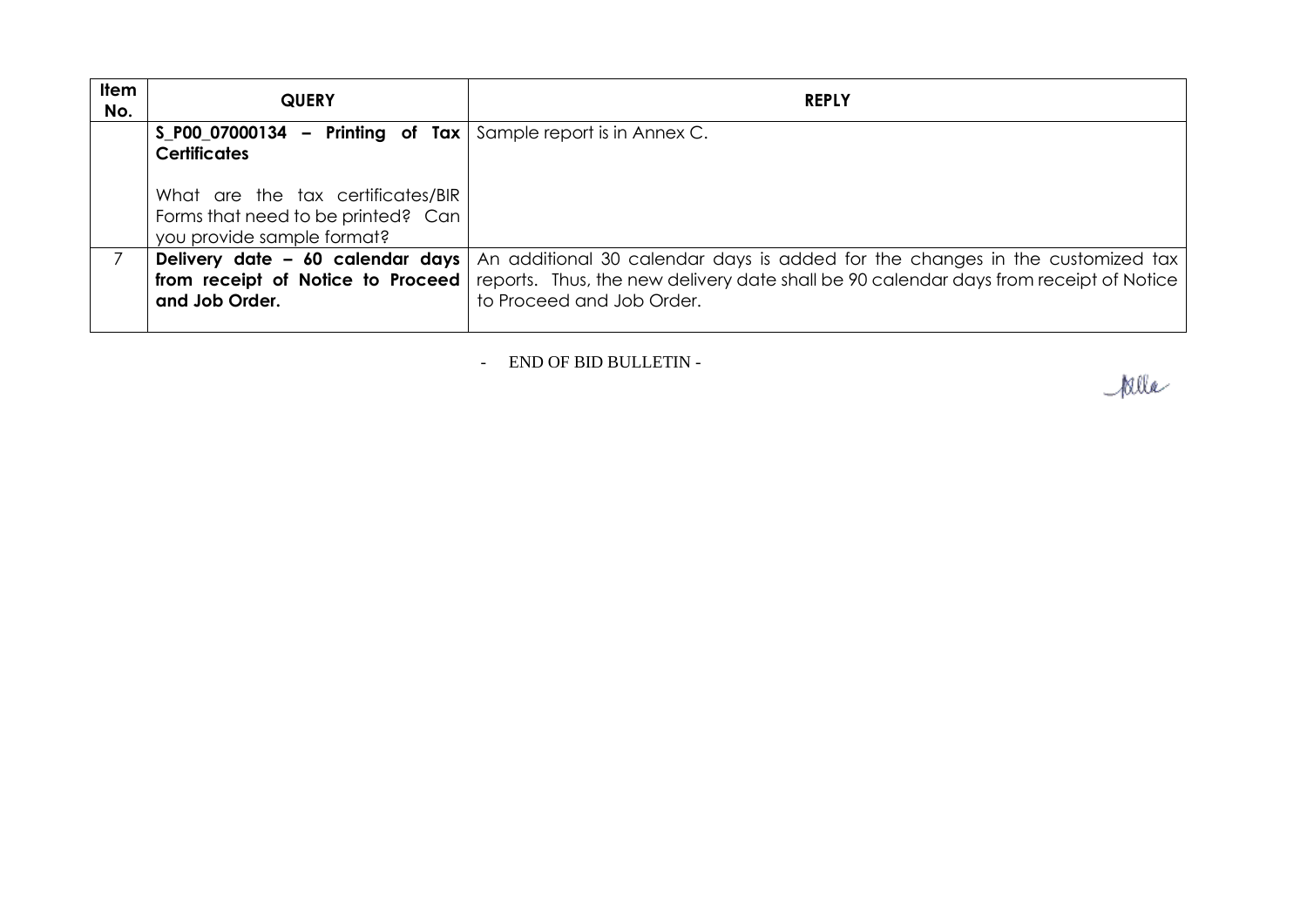| Item No. | QUERY | REPLY |
|---|---|---|
| | **S_P00_07000134 – Printing of Tax Certificates**<br><br>What are the tax certificates/BIR Forms that need to be printed? Can you provide sample format? | Sample report is in Annex C. |
| 7 | **Delivery date – 60 calendar days from receipt of Notice to Proceed and Job Order.** | An additional 30 calendar days is added for the changes in the customized tax reports. Thus, the new delivery date shall be 90 calendar days from receipt of Notice to Proceed and Job Order. |

- END OF BID BULLETIN -